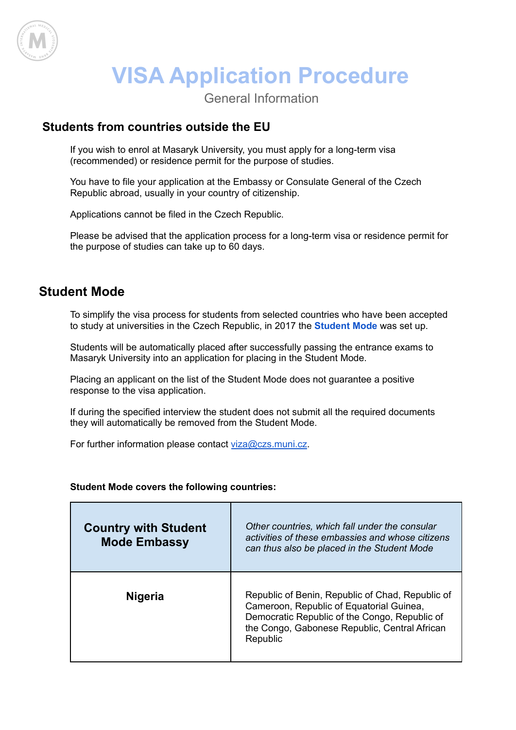# VISA Application Procedure

General Information

## Students from countries outside the EU

If you wish to enrol at Masaryk University, you must apply for a long-term visa (recommended) or residence permit for the purpose of studies.

You have to file your application at the Embassy or Consulate General of the Czech Republic abroad, usually in your country of citizenship.

Applications cannot be filed in the Czech Republic.

Please be advised that the application process for a long-term visa or residence permit for the purpose of studies can take up to 60 days.

## Student Mode

To simplify the visa process for students from selected countries who have been accepted to study at universities in the Czech Republic, in 2017 the **Student Mode** was set up.

Students will be automatically placed after successfully passing the entrance exams to Masaryk University into an application for placing in the Student Mode.

Placing an applicant on the list of the Student Mode does not guarantee a positive response to the visa application.

If during the specified interview the student does not submit all the required documents they will automatically be removed from the Student Mode.

For further information please contact viza@czs.muni.cz.

**Student Mode covers the following countries:**

| **Country with Student Mode Embassy** | *Other countries, which fall under the consular activities of these embassies and whose citizens can thus also be placed in the Student Mode* |
|---|---|
| **Nigeria** | Republic of Benin, Republic of Chad, Republic of Cameroon, Republic of Equatorial Guinea, Democratic Republic of the Congo, Republic of the Congo, Gabonese Republic, Central African Republic |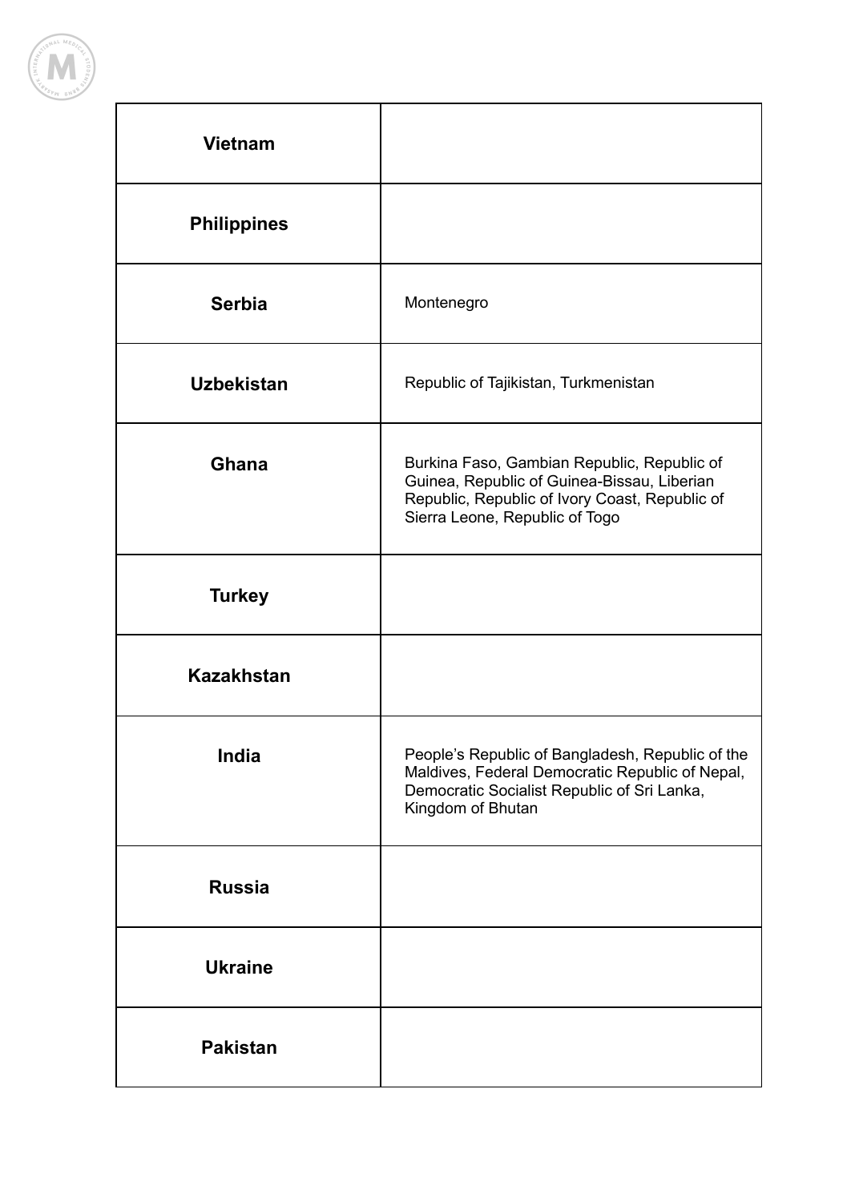| | |
|---|---|
| **Vietnam** | |
| **Philippines** | |
| **Serbia** | Montenegro |
| **Uzbekistan** | Republic of Tajikistan, Turkmenistan |
| **Ghana** | Burkina Faso, Gambian Republic, Republic of Guinea, Republic of Guinea-Bissau, Liberian Republic, Republic of Ivory Coast, Republic of Sierra Leone, Republic of Togo |
| **Turkey** | |
| **Kazakhstan** | |
| **India** | People’s Republic of Bangladesh, Republic of the Maldives, Federal Democratic Republic of Nepal, Democratic Socialist Republic of Sri Lanka, Kingdom of Bhutan |
| **Russia** | |
| **Ukraine** | |
| **Pakistan** | |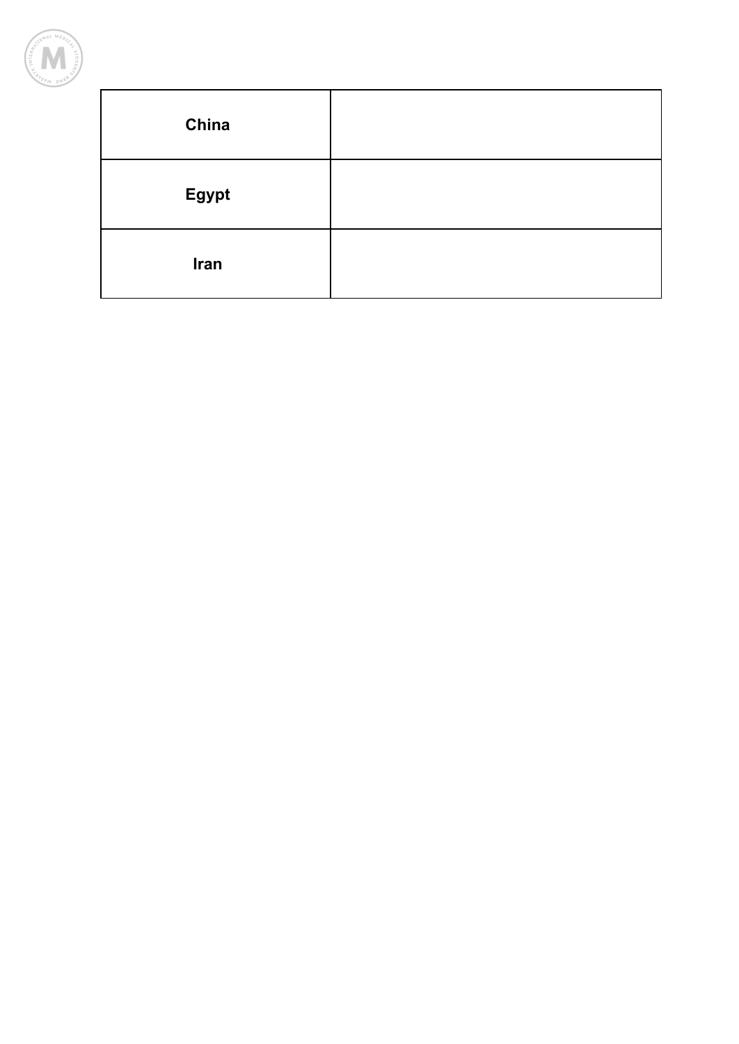| | |
|---|---|
| **China** | |
| **Egypt** | |
| **Iran** | |